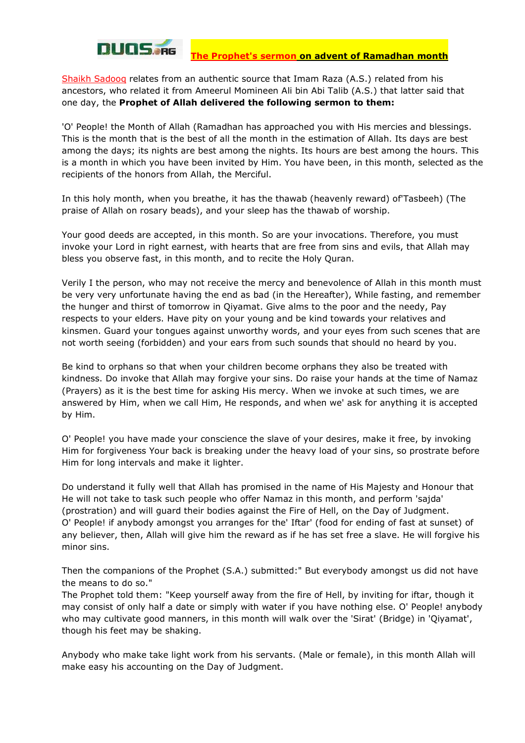# The Prophet's sermon on advent of Ramadhan month

Shaikh Sadooq relates from an authentic source that Imam Raza (A.S.) related from his ancestors, who related it from Ameerul Momineen Ali bin Abi Talib (A.S.) that latter said that one day, the **Prophet of Allah delivered the following sermon to them:**

'O' People! the Month of Allah (Ramadhan has approached you with His mercies and blessings. This is the month that is the best of all the month in the estimation of Allah. Its days are best among the days; its nights are best among the nights. Its hours are best among the hours. This is a month in which you have been invited by Him. You have been, in this month, selected as the recipients of the honors from Allah, the Merciful.

In this holy month, when you breathe, it has the thawab (heavenly reward) of'Tasbeeh) (The praise of Allah on rosary beads), and your sleep has the thawab of worship.

Your good deeds are accepted, in this month. So are your invocations. Therefore, you must invoke your Lord in right earnest, with hearts that are free from sins and evils, that Allah may bless you observe fast, in this month, and to recite the Holy Quran.

Verily I the person, who may not receive the mercy and benevolence of Allah in this month must be very very unfortunate having the end as bad (in the Hereafter), While fasting, and remember the hunger and thirst of tomorrow in Qiyamat. Give alms to the poor and the needy, Pay respects to your elders. Have pity on your young and be kind towards your relatives and kinsmen. Guard your tongues against unworthy words, and your eyes from such scenes that are not worth seeing (forbidden) and your ears from such sounds that should no heard by you.

Be kind to orphans so that when your children become orphans they also be treated with kindness. Do invoke that Allah may forgive your sins. Do raise your hands at the time of Namaz (Prayers) as it is the best time for asking His mercy. When we invoke at such times, we are answered by Him, when we call Him, He responds, and when we' ask for anything it is accepted by Him.

O' People! you have made your conscience the slave of your desires, make it free, by invoking Him for forgiveness Your back is breaking under the heavy load of your sins, so prostrate before Him for long intervals and make it lighter.

Do understand it fully well that Allah has promised in the name of His Majesty and Honour that He will not take to task such people who offer Namaz in this month, and perform 'sajda' (prostration) and will guard their bodies against the Fire of Hell, on the Day of Judgment.
O' People! if anybody amongst you arranges for the' Iftar' (food for ending of fast at sunset) of any believer, then, Allah will give him the reward as if he has set free a slave. He will forgive his minor sins.

Then the companions of the Prophet (S.A.) submitted:" But everybody amongst us did not have the means to do so."
The Prophet told them: "Keep yourself away from the fire of Hell, by inviting for iftar, though it may consist of only half a date or simply with water if you have nothing else. O' People! anybody who may cultivate good manners, in this month will walk over the 'Sirat' (Bridge) in 'Qiyamat', though his feet may be shaking.

Anybody who make take light work from his servants. (Male or female), in this month Allah will make easy his accounting on the Day of Judgment.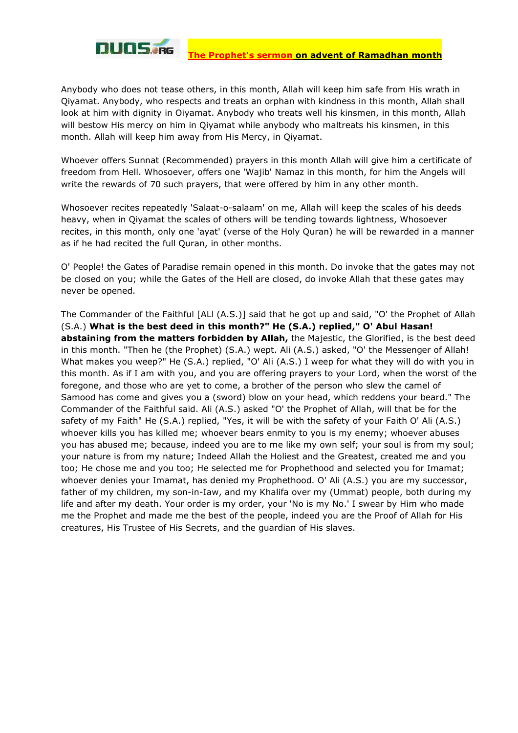Anybody who does not tease others, in this month, Allah will keep him safe from His wrath in Qiyamat. Anybody, who respects and treats an orphan with kindness in this month, Allah shall look at him with dignity in Oiyamat. Anybody who treats well his kinsmen, in this month, Allah will bestow His mercy on him in Qiyamat while anybody who maltreats his kinsmen, in this month. Allah will keep him away from His Mercy, in Qiyamat.

Whoever offers Sunnat (Recommended) prayers in this month Allah will give him a certificate of freedom from Hell. Whosoever, offers one 'Wajib' Namaz in this month, for him the Angels will write the rewards of 70 such prayers, that were offered by him in any other month.

Whosoever recites repeatedly 'Salaat-o-salaam' on me, Allah will keep the scales of his deeds heavy, when in Qiyamat the scales of others will be tending towards lightness, Whosoever recites, in this month, only one 'ayat' (verse of the Holy Quran) he will be rewarded in a manner as if he had recited the full Quran, in other months.

O' People! the Gates of Paradise remain opened in this month. Do invoke that the gates may not be closed on you; while the Gates of the Hell are closed, do invoke Allah that these gates may never be opened.

The Commander of the Faithful [ALI (A.S.)] said that he got up and said, "O' the Prophet of Allah (S.A.) **What is the best deed in this month?" He (S.A.) replied," O' Abul Hasan! abstaining from the matters forbidden by Allah,** the Majestic, the Glorified, is the best deed in this month. "Then he (the Prophet) (S.A.) wept. Ali (A.S.) asked, "O' the Messenger of Allah! What makes you weep?" He (S.A.) replied, "O' Ali (A.S.) I weep for what they will do with you in this month. As if I am with you, and you are offering prayers to your Lord, when the worst of the foregone, and those who are yet to come, a brother of the person who slew the camel of Samood has come and gives you a (sword) blow on your head, which reddens your beard." The Commander of the Faithful said. Ali (A.S.) asked "O' the Prophet of Allah, will that be for the safety of my Faith" He (S.A.) replied, "Yes, it will be with the safety of your Faith O' Ali (A.S.) whoever kills you has killed me; whoever bears enmity to you is my enemy; whoever abuses you has abused me; because, indeed you are to me like my own self; your soul is from my soul; your nature is from my nature; Indeed Allah the Holiest and the Greatest, created me and you too; He chose me and you too; He selected me for Prophethood and selected you for Imamat; whoever denies your Imamat, has denied my Prophethood. O' Ali (A.S.) you are my successor, father of my children, my son-in-Iaw, and my Khalifa over my (Ummat) people, both during my life and after my death. Your order is my order, your 'No is my No.' I swear by Him who made me the Prophet and made me the best of the people, indeed you are the Proof of Allah for His creatures, His Trustee of His Secrets, and the guardian of His slaves.